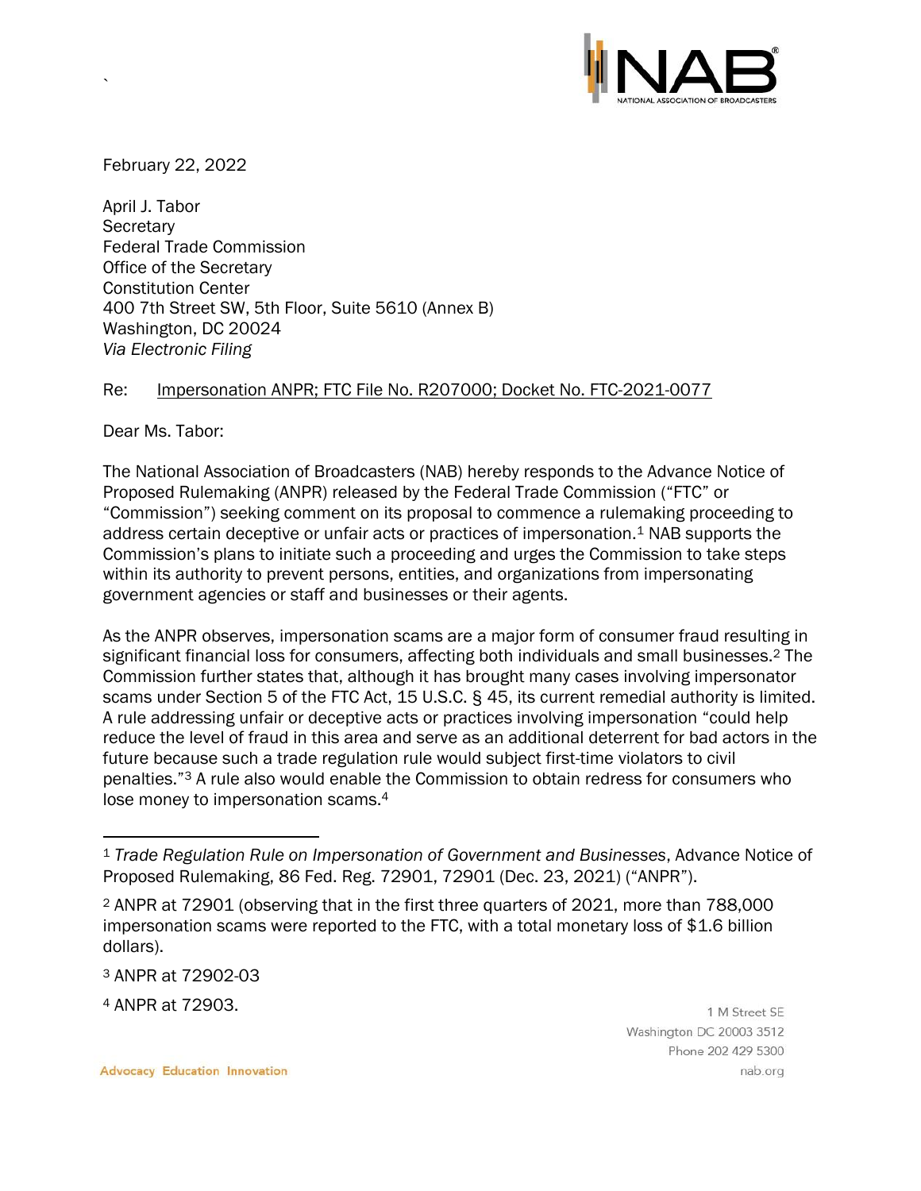February 22, 2022

April J. Tabor
Secretary
Federal Trade Commission
Office of the Secretary
Constitution Center
400 7th Street SW, 5th Floor, Suite 5610 (Annex B)
Washington, DC 20024
*Via Electronic Filing*

Re: Impersonation ANPR; FTC File No. R207000; Docket No. FTC-2021-0077

Dear Ms. Tabor:

The National Association of Broadcasters (NAB) hereby responds to the Advance Notice of Proposed Rulemaking (ANPR) released by the Federal Trade Commission ("FTC" or "Commission") seeking comment on its proposal to commence a rulemaking proceeding to address certain deceptive or unfair acts or practices of impersonation.[1] NAB supports the Commission's plans to initiate such a proceeding and urges the Commission to take steps within its authority to prevent persons, entities, and organizations from impersonating government agencies or staff and businesses or their agents.

As the ANPR observes, impersonation scams are a major form of consumer fraud resulting in significant financial loss for consumers, affecting both individuals and small businesses.[2] The Commission further states that, although it has brought many cases involving impersonator scams under Section 5 of the FTC Act, 15 U.S.C. § 45, its current remedial authority is limited. A rule addressing unfair or deceptive acts or practices involving impersonation "could help reduce the level of fraud in this area and serve as an additional deterrent for bad actors in the future because such a trade regulation rule would subject first-time violators to civil penalties."[3] A rule also would enable the Commission to obtain redress for consumers who lose money to impersonation scams.[4]

---

[1] *Trade Regulation Rule on Impersonation of Government and Businesses*, Advance Notice of Proposed Rulemaking, 86 Fed. Reg. 72901, 72901 (Dec. 23, 2021) ("ANPR").

[2] ANPR at 72901 (observing that in the first three quarters of 2021, more than 788,000 impersonation scams were reported to the FTC, with a total monetary loss of $1.6 billion dollars).

[3] ANPR at 72902-03

[4] ANPR at 72903.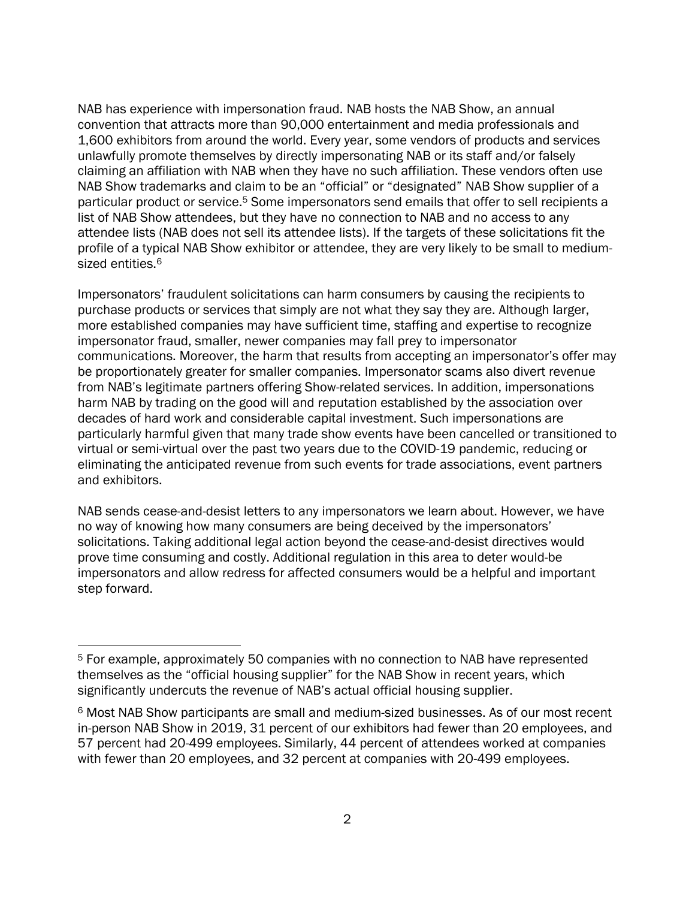NAB has experience with impersonation fraud. NAB hosts the NAB Show, an annual convention that attracts more than 90,000 entertainment and media professionals and 1,600 exhibitors from around the world. Every year, some vendors of products and services unlawfully promote themselves by directly impersonating NAB or its staff and/or falsely claiming an affiliation with NAB when they have no such affiliation. These vendors often use NAB Show trademarks and claim to be an "official" or "designated" NAB Show supplier of a particular product or service.[5] Some impersonators send emails that offer to sell recipients a list of NAB Show attendees, but they have no connection to NAB and no access to any attendee lists (NAB does not sell its attendee lists). If the targets of these solicitations fit the profile of a typical NAB Show exhibitor or attendee, they are very likely to be small to medium-sized entities.[6]

Impersonators' fraudulent solicitations can harm consumers by causing the recipients to purchase products or services that simply are not what they say they are. Although larger, more established companies may have sufficient time, staffing and expertise to recognize impersonator fraud, smaller, newer companies may fall prey to impersonator communications. Moreover, the harm that results from accepting an impersonator's offer may be proportionately greater for smaller companies. Impersonator scams also divert revenue from NAB's legitimate partners offering Show-related services. In addition, impersonations harm NAB by trading on the good will and reputation established by the association over decades of hard work and considerable capital investment. Such impersonations are particularly harmful given that many trade show events have been cancelled or transitioned to virtual or semi-virtual over the past two years due to the COVID-19 pandemic, reducing or eliminating the anticipated revenue from such events for trade associations, event partners and exhibitors.

NAB sends cease-and-desist letters to any impersonators we learn about. However, we have no way of knowing how many consumers are being deceived by the impersonators' solicitations. Taking additional legal action beyond the cease-and-desist directives would prove time consuming and costly. Additional regulation in this area to deter would-be impersonators and allow redress for affected consumers would be a helpful and important step forward.

---

[5] For example, approximately 50 companies with no connection to NAB have represented themselves as the "official housing supplier" for the NAB Show in recent years, which significantly undercuts the revenue of NAB's actual official housing supplier.

[6] Most NAB Show participants are small and medium-sized businesses. As of our most recent in-person NAB Show in 2019, 31 percent of our exhibitors had fewer than 20 employees, and 57 percent had 20-499 employees. Similarly, 44 percent of attendees worked at companies with fewer than 20 employees, and 32 percent at companies with 20-499 employees.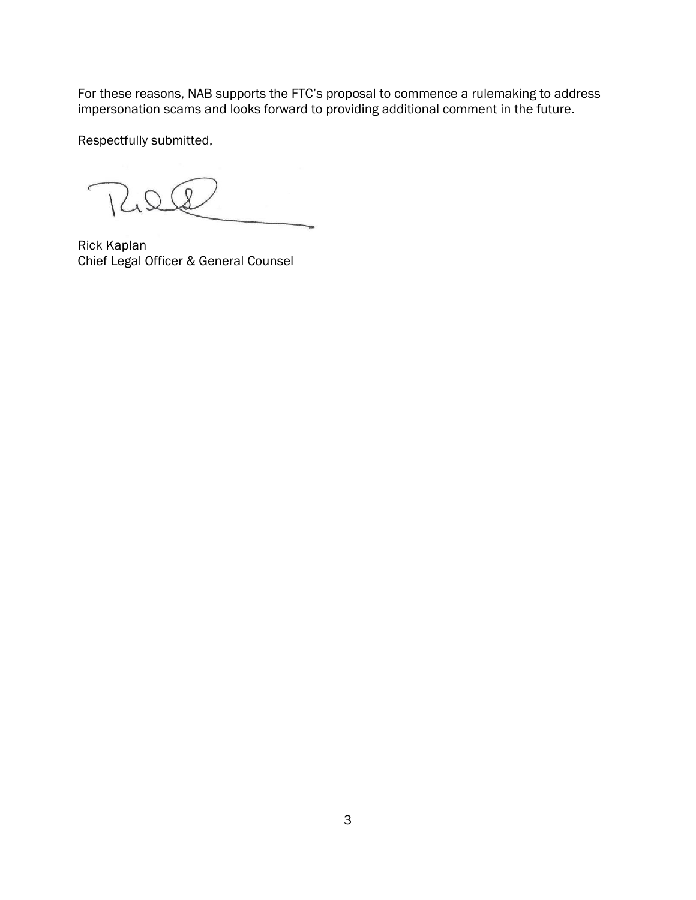For these reasons, NAB supports the FTC's proposal to commence a rulemaking to address impersonation scams and looks forward to providing additional comment in the future.

Respectfully submitted,

Rick Kaplan
Chief Legal Officer & General Counsel